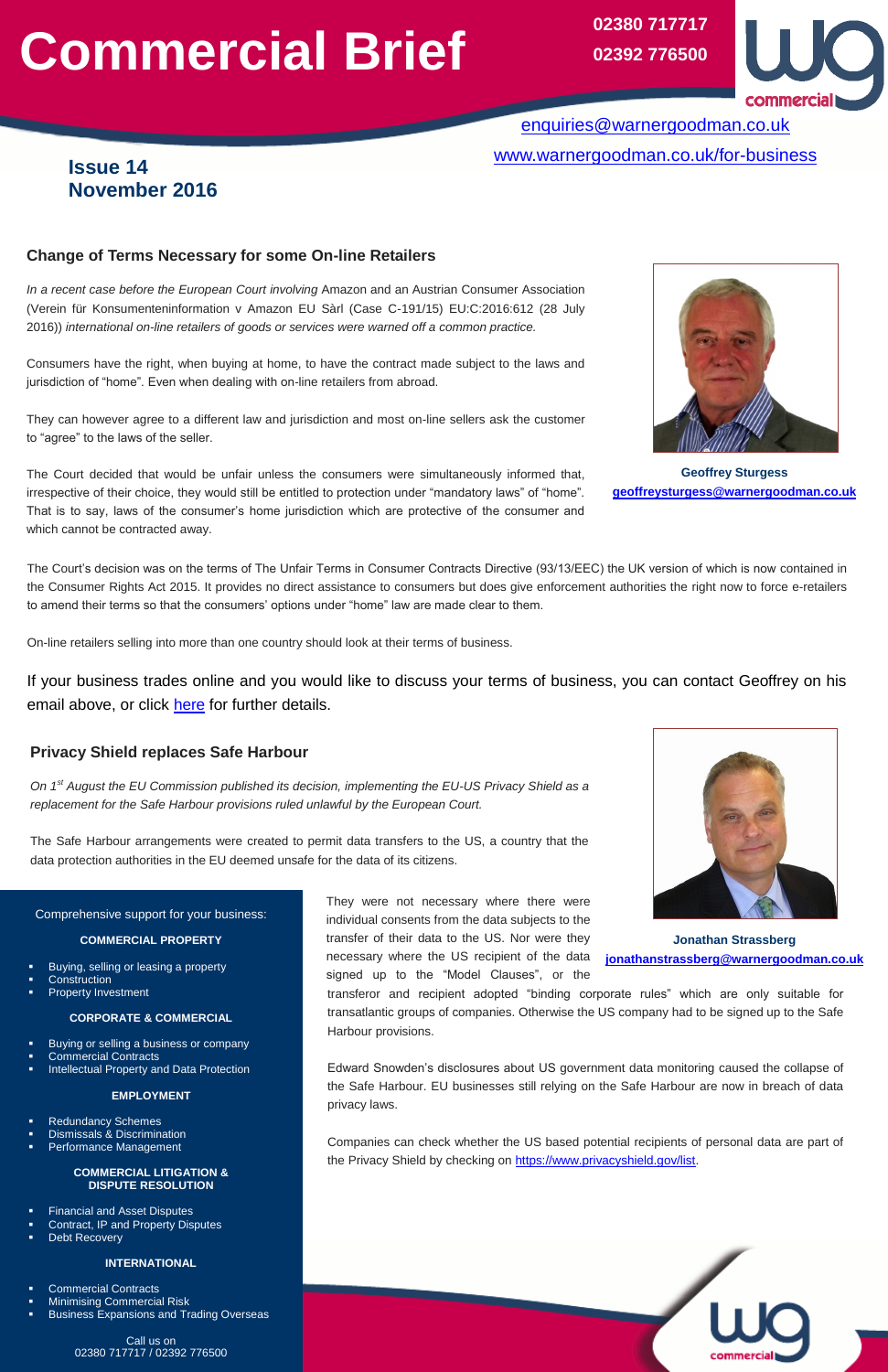# Commercial Brief

02380 717717
02392 776500

enquiries@warnergoodman.co.uk

www.warnergoodman.co.uk/for-business

**Issue 14**
**November 2016**

## Change of Terms Necessary for some On-line Retailers

*In a recent case before the European Court involving* Amazon and an Austrian Consumer Association (Verein für Konsumenteninformation v Amazon EU Sàrl (Case C-191/15) EU:C:2016:612 (28 July 2016)) *international on-line retailers of goods or services were warned off a common practice.*

Consumers have the right, when buying at home, to have the contract made subject to the laws and jurisdiction of "home". Even when dealing with on-line retailers from abroad.

They can however agree to a different law and jurisdiction and most on-line sellers ask the customer to "agree" to the laws of the seller.

The Court decided that would be unfair unless the consumers were simultaneously informed that, irrespective of their choice, they would still be entitled to protection under "mandatory laws" of "home". That is to say, laws of the consumer's home jurisdiction which are protective of the consumer and which cannot be contracted away.

**Geoffrey Sturgess**
geoffreysturgess@warnergoodman.co.uk

The Court's decision was on the terms of The Unfair Terms in Consumer Contracts Directive (93/13/EEC) the UK version of which is now contained in the Consumer Rights Act 2015. It provides no direct assistance to consumers but does give enforcement authorities the right now to force e-retailers to amend their terms so that the consumers' options under "home" law are made clear to them.

On-line retailers selling into more than one country should look at their terms of business.

If your business trades online and you would like to discuss your terms of business, you can contact Geoffrey on his email above, or click here for further details.

## Privacy Shield replaces Safe Harbour

*On 1st August the EU Commission published its decision, implementing the EU-US Privacy Shield as a replacement for the Safe Harbour provisions ruled unlawful by the European Court.*

The Safe Harbour arrangements were created to permit data transfers to the US, a country that the data protection authorities in the EU deemed unsafe for the data of its citizens.

They were not necessary where there were individual consents from the data subjects to the transfer of their data to the US. Nor were they necessary where the US recipient of the data signed up to the "Model Clauses", or the transferor and recipient adopted "binding corporate rules" which are only suitable for transatlantic groups of companies. Otherwise the US company had to be signed up to the Safe Harbour provisions.

Edward Snowden's disclosures about US government data monitoring caused the collapse of the Safe Harbour. EU businesses still relying on the Safe Harbour are now in breach of data privacy laws.

Companies can check whether the US based potential recipients of personal data are part of the Privacy Shield by checking on https://www.privacyshield.gov/list.

**Jonathan Strassberg**
jonathanstrassberg@warnergoodman.co.uk

Comprehensive support for your business:

**COMMERCIAL PROPERTY**

- Buying, selling or leasing a property
- Construction
- Property Investment

**CORPORATE & COMMERCIAL**

- Buying or selling a business or company
- Commercial Contracts
- Intellectual Property and Data Protection

**EMPLOYMENT**

- Redundancy Schemes
- Dismissals & Discrimination
- Performance Management

**COMMERCIAL LITIGATION & DISPUTE RESOLUTION**

- Financial and Asset Disputes
- Contract, IP and Property Disputes
- Debt Recovery

**INTERNATIONAL**

- Commercial Contracts
- Minimising Commercial Risk
- Business Expansions and Trading Overseas

Call us on
02380 717717 / 02392 776500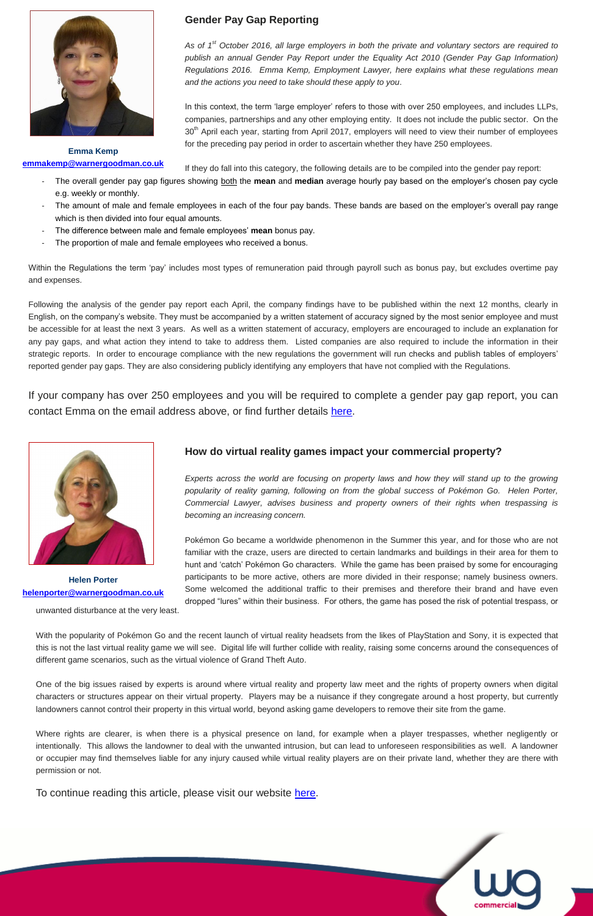## Gender Pay Gap Reporting

**Emma Kemp**
emmakemp@warnergoodman.co.uk

*As of 1st October 2016, all large employers in both the private and voluntary sectors are required to publish an annual Gender Pay Report under the Equality Act 2010 (Gender Pay Gap Information) Regulations 2016. Emma Kemp, Employment Lawyer, here explains what these regulations mean and the actions you need to take should these apply to you.*

In this context, the term 'large employer' refers to those with over 250 employees, and includes LLPs, companies, partnerships and any other employing entity. It does not include the public sector. On the 30th April each year, starting from April 2017, employers will need to view their number of employees for the preceding pay period in order to ascertain whether they have 250 employees.

If they do fall into this category, the following details are to be compiled into the gender pay report:

- The overall gender pay gap figures showing both the **mean** and **median** average hourly pay based on the employer's chosen pay cycle e.g. weekly or monthly.
- The amount of male and female employees in each of the four pay bands. These bands are based on the employer's overall pay range which is then divided into four equal amounts.
- The difference between male and female employees' **mean** bonus pay.
- The proportion of male and female employees who received a bonus.

Within the Regulations the term 'pay' includes most types of remuneration paid through payroll such as bonus pay, but excludes overtime pay and expenses.

Following the analysis of the gender pay report each April, the company findings have to be published within the next 12 months, clearly in English, on the company's website. They must be accompanied by a written statement of accuracy signed by the most senior employee and must be accessible for at least the next 3 years. As well as a written statement of accuracy, employers are encouraged to include an explanation for any pay gaps, and what action they intend to take to address them. Listed companies are also required to include the information in their strategic reports. In order to encourage compliance with the new regulations the government will run checks and publish tables of employers' reported gender pay gaps. They are also considering publicly identifying any employers that have not complied with the Regulations.

If your company has over 250 employees and you will be required to complete a gender pay gap report, you can contact Emma on the email address above, or find further details here.

## How do virtual reality games impact your commercial property?

**Helen Porter**
helenporter@warnergoodman.co.uk

*Experts across the world are focusing on property laws and how they will stand up to the growing popularity of reality gaming, following on from the global success of Pokémon Go. Helen Porter, Commercial Lawyer, advises business and property owners of their rights when trespassing is becoming an increasing concern.*

Pokémon Go became a worldwide phenomenon in the Summer this year, and for those who are not familiar with the craze, users are directed to certain landmarks and buildings in their area for them to hunt and 'catch' Pokémon Go characters. While the game has been praised by some for encouraging participants to be more active, others are more divided in their response; namely business owners. Some welcomed the additional traffic to their premises and therefore their brand and have even dropped "lures" within their business. For others, the game has posed the risk of potential trespass, or unwanted disturbance at the very least.

With the popularity of Pokémon Go and the recent launch of virtual reality headsets from the likes of PlayStation and Sony, it is expected that this is not the last virtual reality game we will see. Digital life will further collide with reality, raising some concerns around the consequences of different game scenarios, such as the virtual violence of Grand Theft Auto.

One of the big issues raised by experts is around where virtual reality and property law meet and the rights of property owners when digital characters or structures appear on their virtual property. Players may be a nuisance if they congregate around a host property, but currently landowners cannot control their property in this virtual world, beyond asking game developers to remove their site from the game.

Where rights are clearer, is when there is a physical presence on land, for example when a player trespasses, whether negligently or intentionally. This allows the landowner to deal with the unwanted intrusion, but can lead to unforeseen responsibilities as well. A landowner or occupier may find themselves liable for any injury caused while virtual reality players are on their private land, whether they are there with permission or not.

To continue reading this article, please visit our website here.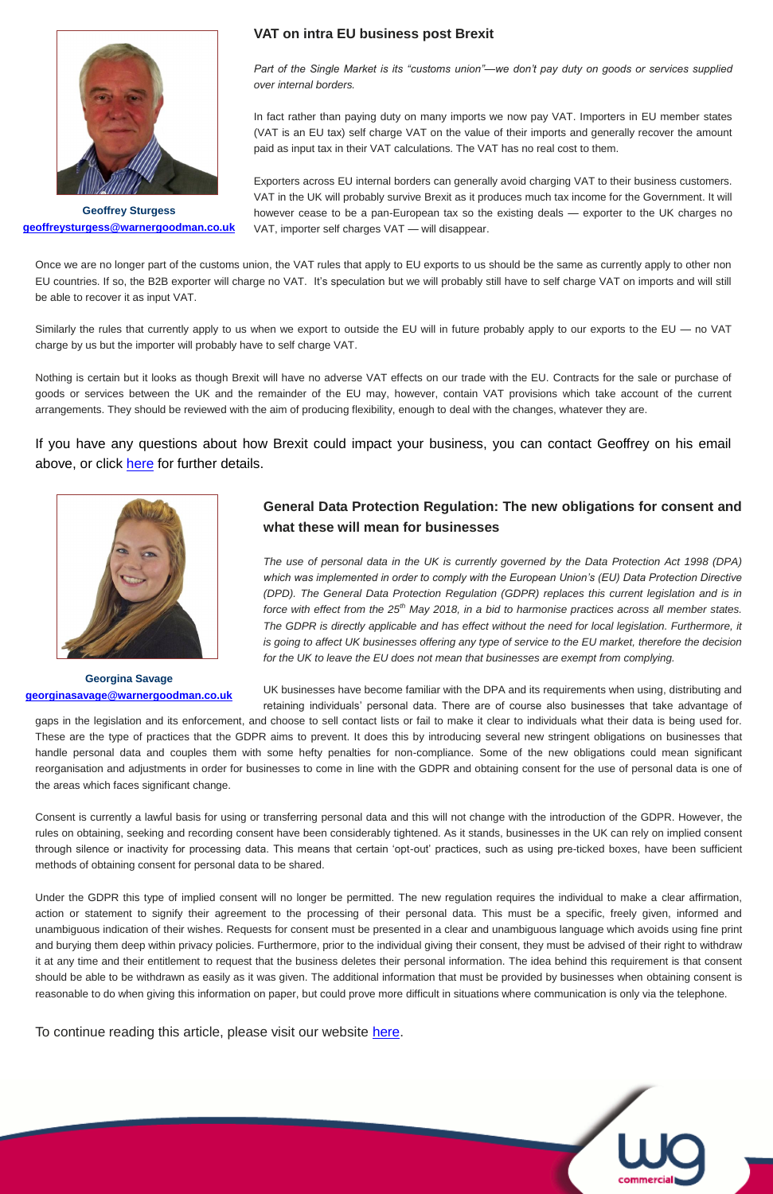## VAT on intra EU business post Brexit

Geoffrey Sturgess
geoffreysturgess@warnergoodman.co.uk

*Part of the Single Market is its "customs union"—we don't pay duty on goods or services supplied over internal borders.*

In fact rather than paying duty on many imports we now pay VAT. Importers in EU member states (VAT is an EU tax) self charge VAT on the value of their imports and generally recover the amount paid as input tax in their VAT calculations. The VAT has no real cost to them.

Exporters across EU internal borders can generally avoid charging VAT to their business customers. VAT in the UK will probably survive Brexit as it produces much tax income for the Government. It will however cease to be a pan-European tax so the existing deals — exporter to the UK charges no VAT, importer self charges VAT — will disappear.

Once we are no longer part of the customs union, the VAT rules that apply to EU exports to us should be the same as currently apply to other non EU countries. If so, the B2B exporter will charge no VAT. It's speculation but we will probably still have to self charge VAT on imports and will still be able to recover it as input VAT.

Similarly the rules that currently apply to us when we export to outside the EU will in future probably apply to our exports to the EU — no VAT charge by us but the importer will probably have to self charge VAT.

Nothing is certain but it looks as though Brexit will have no adverse VAT effects on our trade with the EU. Contracts for the sale or purchase of goods or services between the UK and the remainder of the EU may, however, contain VAT provisions which take account of the current arrangements. They should be reviewed with the aim of producing flexibility, enough to deal with the changes, whatever they are.

If you have any questions about how Brexit could impact your business, you can contact Geoffrey on his email above, or click here for further details.

## General Data Protection Regulation: The new obligations for consent and what these will mean for businesses

Georgina Savage
georginasavage@warnergoodman.co.uk

*The use of personal data in the UK is currently governed by the Data Protection Act 1998 (DPA) which was implemented in order to comply with the European Union's (EU) Data Protection Directive (DPD). The General Data Protection Regulation (GDPR) replaces this current legislation and is in force with effect from the 25th May 2018, in a bid to harmonise practices across all member states. The GDPR is directly applicable and has effect without the need for local legislation. Furthermore, it is going to affect UK businesses offering any type of service to the EU market, therefore the decision for the UK to leave the EU does not mean that businesses are exempt from complying.*

UK businesses have become familiar with the DPA and its requirements when using, distributing and retaining individuals' personal data. There are of course also businesses that take advantage of gaps in the legislation and its enforcement, and choose to sell contact lists or fail to make it clear to individuals what their data is being used for. These are the type of practices that the GDPR aims to prevent. It does this by introducing several new stringent obligations on businesses that handle personal data and couples them with some hefty penalties for non-compliance. Some of the new obligations could mean significant reorganisation and adjustments in order for businesses to come in line with the GDPR and obtaining consent for the use of personal data is one of the areas which faces significant change.

Consent is currently a lawful basis for using or transferring personal data and this will not change with the introduction of the GDPR. However, the rules on obtaining, seeking and recording consent have been considerably tightened. As it stands, businesses in the UK can rely on implied consent through silence or inactivity for processing data. This means that certain 'opt-out' practices, such as using pre-ticked boxes, have been sufficient methods of obtaining consent for personal data to be shared.

Under the GDPR this type of implied consent will no longer be permitted. The new regulation requires the individual to make a clear affirmation, action or statement to signify their agreement to the processing of their personal data. This must be a specific, freely given, informed and unambiguous indication of their wishes. Requests for consent must be presented in a clear and unambiguous language which avoids using fine print and burying them deep within privacy policies. Furthermore, prior to the individual giving their consent, they must be advised of their right to withdraw it at any time and their entitlement to request that the business deletes their personal information. The idea behind this requirement is that consent should be able to be withdrawn as easily as it was given. The additional information that must be provided by businesses when obtaining consent is reasonable to do when giving this information on paper, but could prove more difficult in situations where communication is only via the telephone.

To continue reading this article, please visit our website here.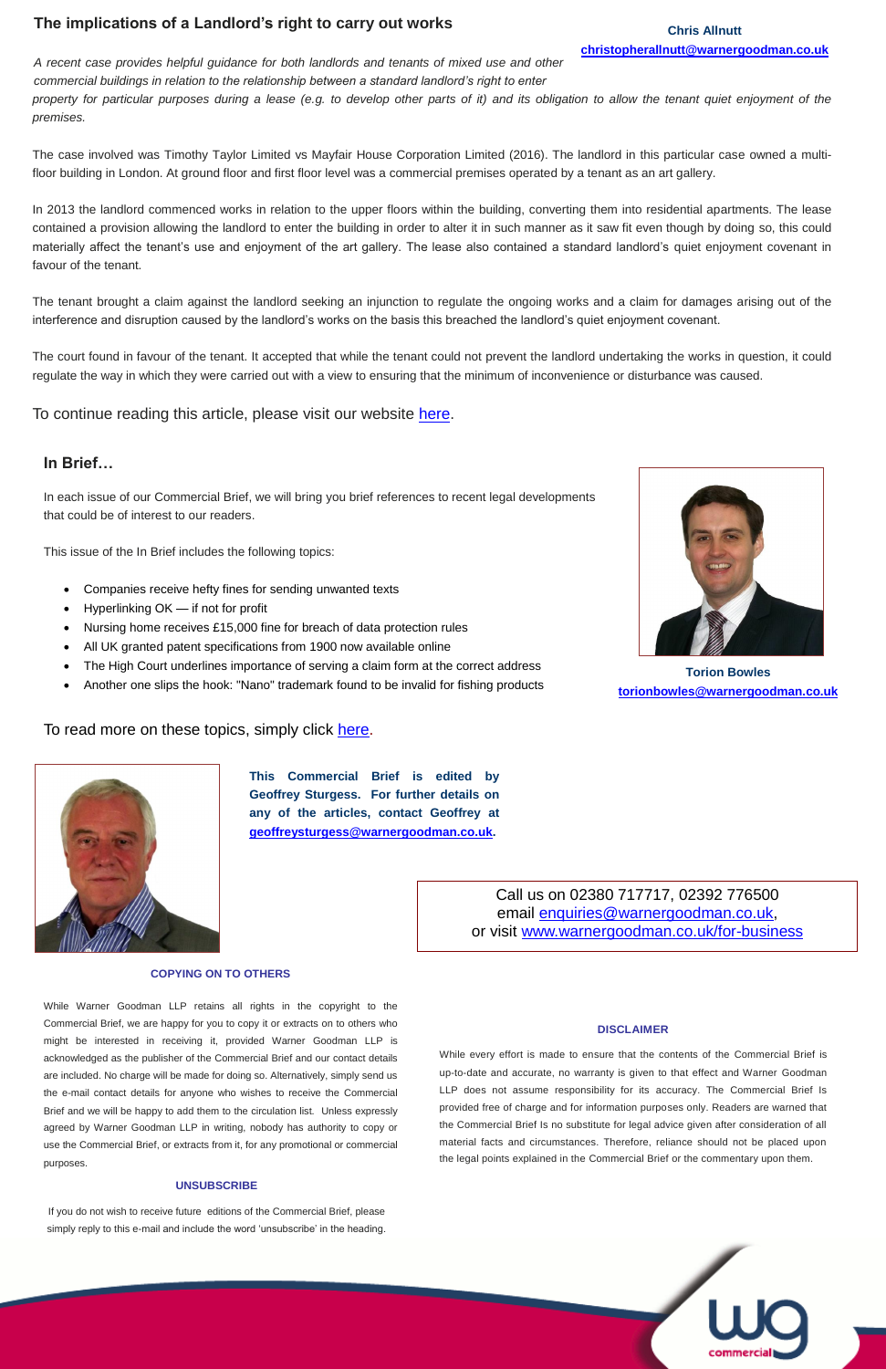## The implications of a Landlord's right to carry out works

**Chris Allnutt**
**christopherallnutt@warnergoodman.co.uk**

*A recent case provides helpful guidance for both landlords and tenants of mixed use and other commercial buildings in relation to the relationship between a standard landlord's right to enter property for particular purposes during a lease (e.g. to develop other parts of it) and its obligation to allow the tenant quiet enjoyment of the premises.*

The case involved was Timothy Taylor Limited vs Mayfair House Corporation Limited (2016). The landlord in this particular case owned a multi-floor building in London. At ground floor and first floor level was a commercial premises operated by a tenant as an art gallery.

In 2013 the landlord commenced works in relation to the upper floors within the building, converting them into residential apartments. The lease contained a provision allowing the landlord to enter the building in order to alter it in such manner as it saw fit even though by doing so, this could materially affect the tenant's use and enjoyment of the art gallery. The lease also contained a standard landlord's quiet enjoyment covenant in favour of the tenant.

The tenant brought a claim against the landlord seeking an injunction to regulate the ongoing works and a claim for damages arising out of the interference and disruption caused by the landlord's works on the basis this breached the landlord's quiet enjoyment covenant.

The court found in favour of the tenant. It accepted that while the tenant could not prevent the landlord undertaking the works in question, it could regulate the way in which they were carried out with a view to ensuring that the minimum of inconvenience or disturbance was caused.

To continue reading this article, please visit our website here.

### In Brief…

In each issue of our Commercial Brief, we will bring you brief references to recent legal developments that could be of interest to our readers.

This issue of the In Brief includes the following topics:

- Companies receive hefty fines for sending unwanted texts
- Hyperlinking OK — if not for profit
- Nursing home receives £15,000 fine for breach of data protection rules
- All UK granted patent specifications from 1900 now available online
- The High Court underlines importance of serving a claim form at the correct address
- Another one slips the hook: "Nano" trademark found to be invalid for fishing products

To read more on these topics, simply click here.

**Torion Bowles**
**torionbowles@warnergoodman.co.uk**

**This Commercial Brief is edited by Geoffrey Sturgess. For further details on any of the articles, contact Geoffrey at geoffreysturgess@warnergoodman.co.uk.**

Call us on 02380 717711, 02392 776500
email enquiries@warnergoodman.co.uk,
or visit www.warnergoodman.co.uk/for-business

**COPYING ON TO OTHERS**

While Warner Goodman LLP retains all rights in the copyright to the Commercial Brief, we are happy for you to copy it or extracts on to others who might be interested in receiving it, provided Warner Goodman LLP is acknowledged as the publisher of the Commercial Brief and our contact details are included. No charge will be made for doing so. Alternatively, simply send us the e-mail contact details for anyone who wishes to receive the Commercial Brief and we will be happy to add them to the circulation list. Unless expressly agreed by Warner Goodman LLP in writing, nobody has authority to copy or use the Commercial Brief, or extracts from it, for any promotional or commercial purposes.

**UNSUBSCRIBE**

If you do not wish to receive future editions of the Commercial Brief, please simply reply to this e-mail and include the word 'unsubscribe' in the heading.

**DISCLAIMER**

While every effort is made to ensure that the contents of the Commercial Brief is up-to-date and accurate, no warranty is given to that effect and Warner Goodman LLP does not assume responsibility for its accuracy. The Commercial Brief Is provided free of charge and for information purposes only. Readers are warned that the Commercial Brief Is no substitute for legal advice given after consideration of all material facts and circumstances. Therefore, reliance should not be placed upon the legal points explained in the Commercial Brief or the commentary upon them.

wg commercial